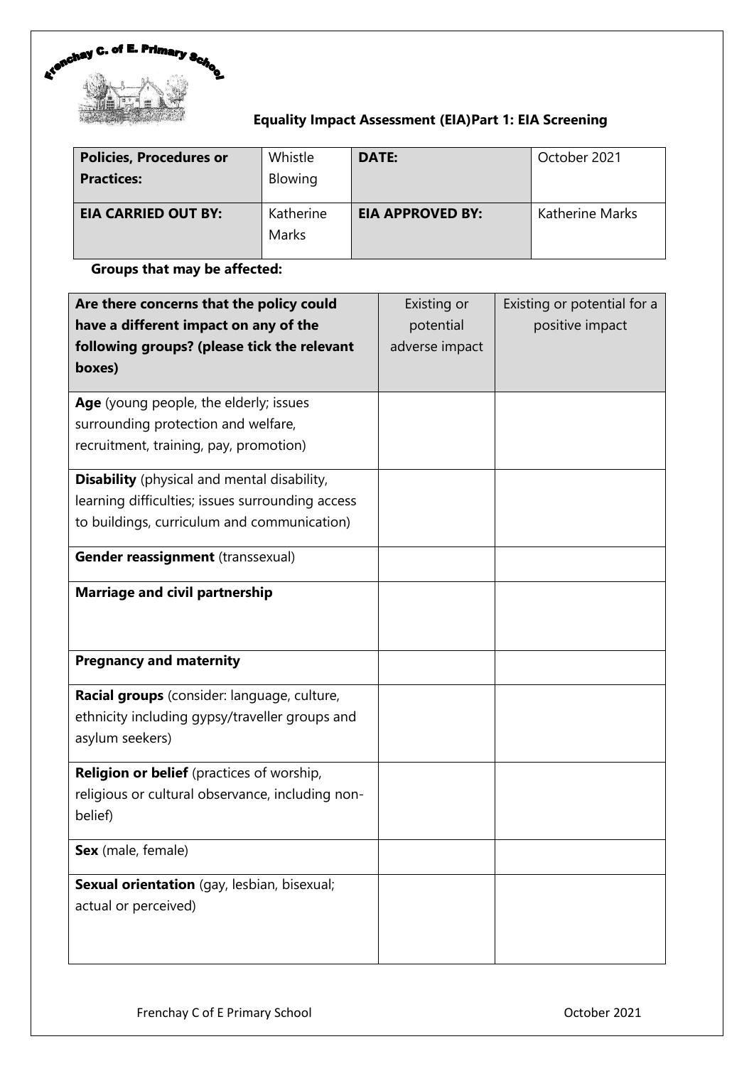Frenchay C. of E. Primary School

## Equality Impact Assessment (EIA)Part 1: EIA Screening

| **Policies, Procedures or Practices:** | Whistle Blowing | **DATE:** | October 2021 |
|---|---|---|---|
| **EIA CARRIED OUT BY:** | Katherine Marks | **EIA APPROVED BY:** | Katherine Marks |

**Groups that may be affected:**

| **Are there concerns that the policy could have a different impact on any of the following groups? (please tick the relevant boxes)** | Existing or potential adverse impact | Existing or potential for a positive impact |
|---|---|---|
| **Age** (young people, the elderly; issues surrounding protection and welfare, recruitment, training, pay, promotion) | | |
| **Disability** (physical and mental disability, learning difficulties; issues surrounding access to buildings, curriculum and communication) | | |
| **Gender reassignment** (transsexual) | | |
| **Marriage and civil partnership** | | |
| **Pregnancy and maternity** | | |
| **Racial groups** (consider: language, culture, ethnicity including gypsy/traveller groups and asylum seekers) | | |
| **Religion or belief** (practices of worship, religious or cultural observance, including non-belief) | | |
| **Sex** (male, female) | | |
| **Sexual orientation** (gay, lesbian, bisexual; actual or perceived) | | |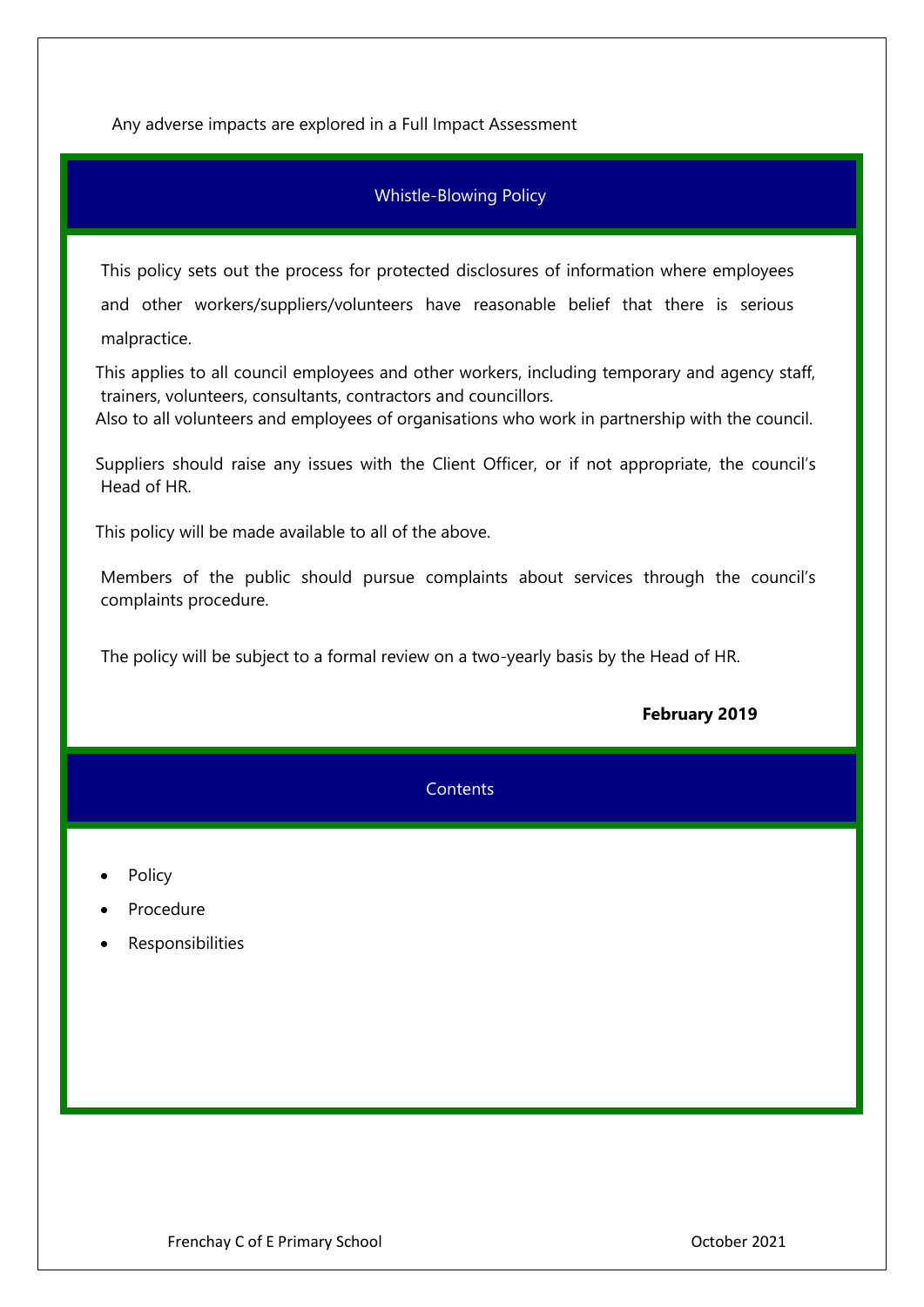Any adverse impacts are explored in a Full Impact Assessment

## Whistle-Blowing Policy

This policy sets out the process for protected disclosures of information where employees and other workers/suppliers/volunteers have reasonable belief that there is serious malpractice.

This applies to all council employees and other workers, including temporary and agency staff, trainers, volunteers, consultants, contractors and councillors.
Also to all volunteers and employees of organisations who work in partnership with the council.

Suppliers should raise any issues with the Client Officer, or if not appropriate, the council's Head of HR.

This policy will be made available to all of the above.

Members of the public should pursue complaints about services through the council's complaints procedure.

The policy will be subject to a formal review on a two-yearly basis by the Head of HR.

**February 2019**

## Contents

- Policy
- Procedure
- Responsibilities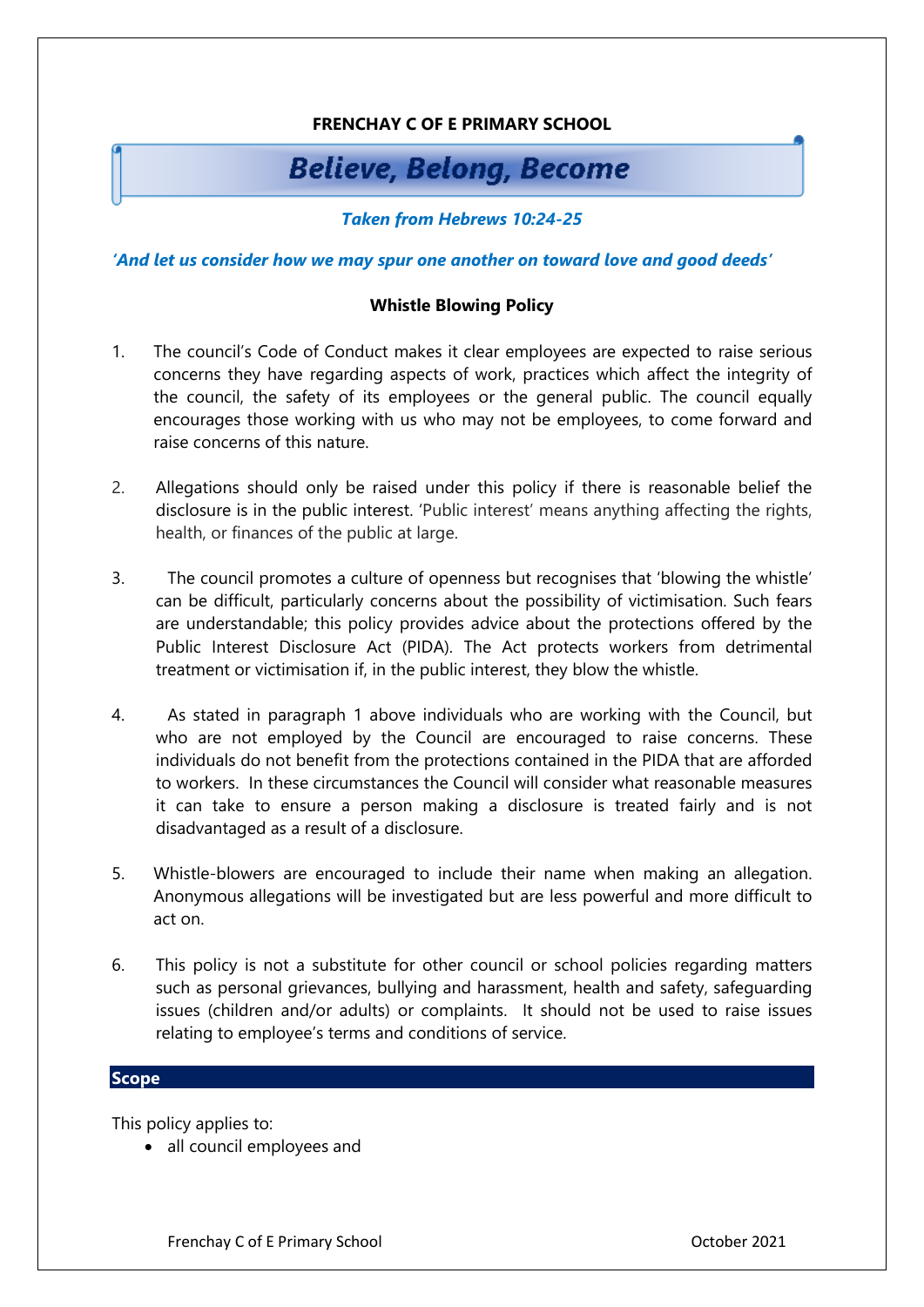**FRENCHAY C OF E PRIMARY SCHOOL**

**Believe, Belong, Become**

***Taken from Hebrews 10:24-25***

***'And let us consider how we may spur one another on toward love and good deeds'***

**Whistle Blowing Policy**

1. The council's Code of Conduct makes it clear employees are expected to raise serious concerns they have regarding aspects of work, practices which affect the integrity of the council, the safety of its employees or the general public. The council equally encourages those working with us who may not be employees, to come forward and raise concerns of this nature.

2. Allegations should only be raised under this policy if there is reasonable belief the disclosure is in the public interest. 'Public interest' means anything affecting the rights, health, or finances of the public at large.

3. The council promotes a culture of openness but recognises that 'blowing the whistle' can be difficult, particularly concerns about the possibility of victimisation. Such fears are understandable; this policy provides advice about the protections offered by the Public Interest Disclosure Act (PIDA). The Act protects workers from detrimental treatment or victimisation if, in the public interest, they blow the whistle.

4. As stated in paragraph 1 above individuals who are working with the Council, but who are not employed by the Council are encouraged to raise concerns. These individuals do not benefit from the protections contained in the PIDA that are afforded to workers. In these circumstances the Council will consider what reasonable measures it can take to ensure a person making a disclosure is treated fairly and is not disadvantaged as a result of a disclosure.

5. Whistle-blowers are encouraged to include their name when making an allegation. Anonymous allegations will be investigated but are less powerful and more difficult to act on.

6. This policy is not a substitute for other council or school policies regarding matters such as personal grievances, bullying and harassment, health and safety, safeguarding issues (children and/or adults) or complaints. It should not be used to raise issues relating to employee's terms and conditions of service.

## Scope

This policy applies to:

- all council employees and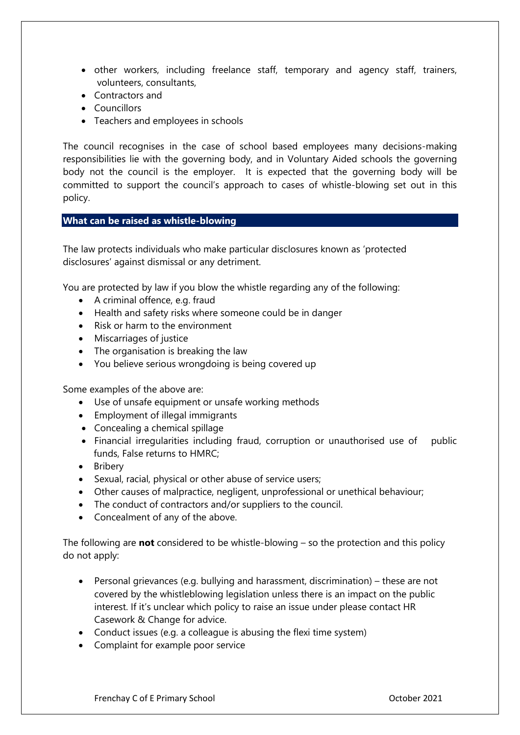- other workers, including freelance staff, temporary and agency staff, trainers, volunteers, consultants,
- Contractors and
- Councillors
- Teachers and employees in schools

The council recognises in the case of school based employees many decisions-making responsibilities lie with the governing body, and in Voluntary Aided schools the governing body not the council is the employer. It is expected that the governing body will be committed to support the council's approach to cases of whistle-blowing set out in this policy.

## What can be raised as whistle-blowing

The law protects individuals who make particular disclosures known as 'protected disclosures' against dismissal or any detriment.

You are protected by law if you blow the whistle regarding any of the following:

- A criminal offence, e.g. fraud
- Health and safety risks where someone could be in danger
- Risk or harm to the environment
- Miscarriages of justice
- The organisation is breaking the law
- You believe serious wrongdoing is being covered up

Some examples of the above are:

- Use of unsafe equipment or unsafe working methods
- Employment of illegal immigrants
- Concealing a chemical spillage
- Financial irregularities including fraud, corruption or unauthorised use of public funds, False returns to HMRC;
- Bribery
- Sexual, racial, physical or other abuse of service users;
- Other causes of malpractice, negligent, unprofessional or unethical behaviour;
- The conduct of contractors and/or suppliers to the council.
- Concealment of any of the above.

The following are **not** considered to be whistle-blowing – so the protection and this policy do not apply:

- Personal grievances (e.g. bullying and harassment, discrimination) – these are not covered by the whistleblowing legislation unless there is an impact on the public interest. If it's unclear which policy to raise an issue under please contact HR Casework & Change for advice.
- Conduct issues (e.g. a colleague is abusing the flexi time system)
- Complaint for example poor service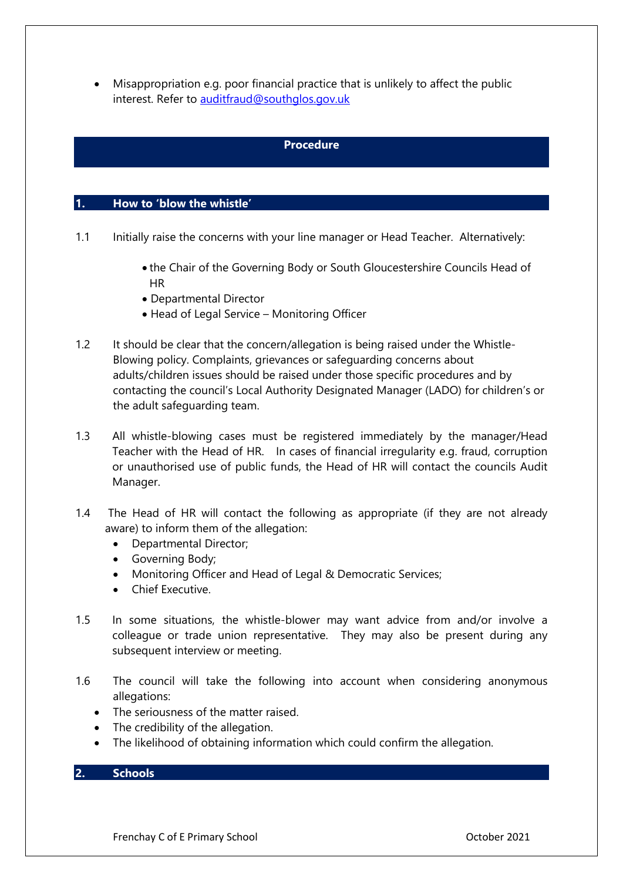- Misappropriation e.g. poor financial practice that is unlikely to affect the public interest. Refer to auditfraud@southglos.gov.uk

## Procedure

### 1. How to 'blow the whistle'

1.1 Initially raise the concerns with your line manager or Head Teacher. Alternatively:

- the Chair of the Governing Body or South Gloucestershire Councils Head of HR
- Departmental Director
- Head of Legal Service – Monitoring Officer

1.2 It should be clear that the concern/allegation is being raised under the Whistle-Blowing policy. Complaints, grievances or safeguarding concerns about adults/children issues should be raised under those specific procedures and by contacting the council's Local Authority Designated Manager (LADO) for children's or the adult safeguarding team.

1.3 All whistle-blowing cases must be registered immediately by the manager/Head Teacher with the Head of HR. In cases of financial irregularity e.g. fraud, corruption or unauthorised use of public funds, the Head of HR will contact the councils Audit Manager.

1.4 The Head of HR will contact the following as appropriate (if they are not already aware) to inform them of the allegation:

- Departmental Director;
- Governing Body;
- Monitoring Officer and Head of Legal & Democratic Services;
- Chief Executive.

1.5 In some situations, the whistle-blower may want advice from and/or involve a colleague or trade union representative. They may also be present during any subsequent interview or meeting.

1.6 The council will take the following into account when considering anonymous allegations:

- The seriousness of the matter raised.
- The credibility of the allegation.
- The likelihood of obtaining information which could confirm the allegation.

### 2. Schools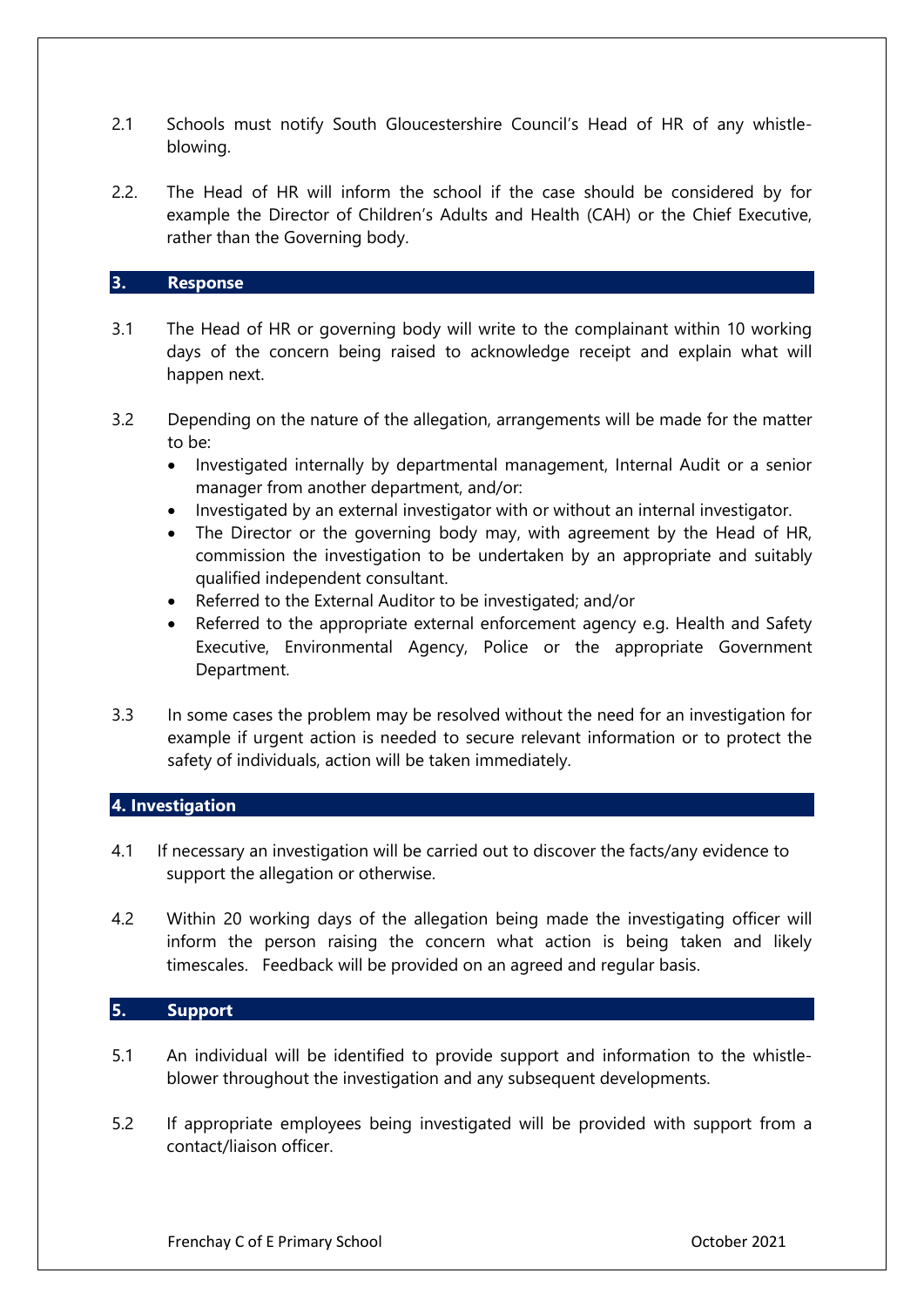2.1 Schools must notify South Gloucestershire Council's Head of HR of any whistle-blowing.

2.2. The Head of HR will inform the school if the case should be considered by for example the Director of Children's Adults and Health (CAH) or the Chief Executive, rather than the Governing body.

## 3. Response

3.1 The Head of HR or governing body will write to the complainant within 10 working days of the concern being raised to acknowledge receipt and explain what will happen next.

3.2 Depending on the nature of the allegation, arrangements will be made for the matter to be:

- Investigated internally by departmental management, Internal Audit or a senior manager from another department, and/or:
- Investigated by an external investigator with or without an internal investigator.
- The Director or the governing body may, with agreement by the Head of HR, commission the investigation to be undertaken by an appropriate and suitably qualified independent consultant.
- Referred to the External Auditor to be investigated; and/or
- Referred to the appropriate external enforcement agency e.g. Health and Safety Executive, Environmental Agency, Police or the appropriate Government Department.

3.3 In some cases the problem may be resolved without the need for an investigation for example if urgent action is needed to secure relevant information or to protect the safety of individuals, action will be taken immediately.

## 4. Investigation

4.1 If necessary an investigation will be carried out to discover the facts/any evidence to support the allegation or otherwise.

4.2 Within 20 working days of the allegation being made the investigating officer will inform the person raising the concern what action is being taken and likely timescales. Feedback will be provided on an agreed and regular basis.

## 5. Support

5.1 An individual will be identified to provide support and information to the whistle-blower throughout the investigation and any subsequent developments.

5.2 If appropriate employees being investigated will be provided with support from a contact/liaison officer.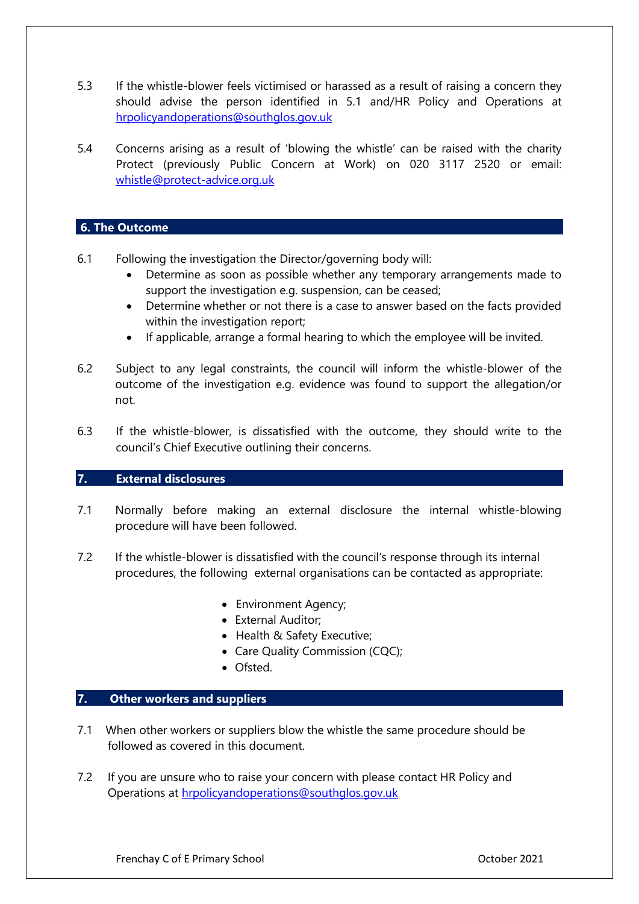5.3 If the whistle-blower feels victimised or harassed as a result of raising a concern they should advise the person identified in 5.1 and/HR Policy and Operations at hrpolicyandoperations@southglos.gov.uk

5.4 Concerns arising as a result of 'blowing the whistle' can be raised with the charity Protect (previously Public Concern at Work) on 020 3117 2520 or email: whistle@protect-advice.org.uk

## 6. The Outcome

6.1 Following the investigation the Director/governing body will:

- Determine as soon as possible whether any temporary arrangements made to support the investigation e.g. suspension, can be ceased;
- Determine whether or not there is a case to answer based on the facts provided within the investigation report;
- If applicable, arrange a formal hearing to which the employee will be invited.

6.2 Subject to any legal constraints, the council will inform the whistle-blower of the outcome of the investigation e.g. evidence was found to support the allegation/or not.

6.3 If the whistle-blower, is dissatisfied with the outcome, they should write to the council's Chief Executive outlining their concerns.

## 7. External disclosures

7.1 Normally before making an external disclosure the internal whistle-blowing procedure will have been followed.

7.2 If the whistle-blower is dissatisfied with the council's response through its internal procedures, the following external organisations can be contacted as appropriate:

- Environment Agency;
- External Auditor;
- Health & Safety Executive;
- Care Quality Commission (CQC);
- Ofsted.

## 7. Other workers and suppliers

7.1 When other workers or suppliers blow the whistle the same procedure should be followed as covered in this document.

7.2 If you are unsure who to raise your concern with please contact HR Policy and Operations at hrpolicyandoperations@southglos.gov.uk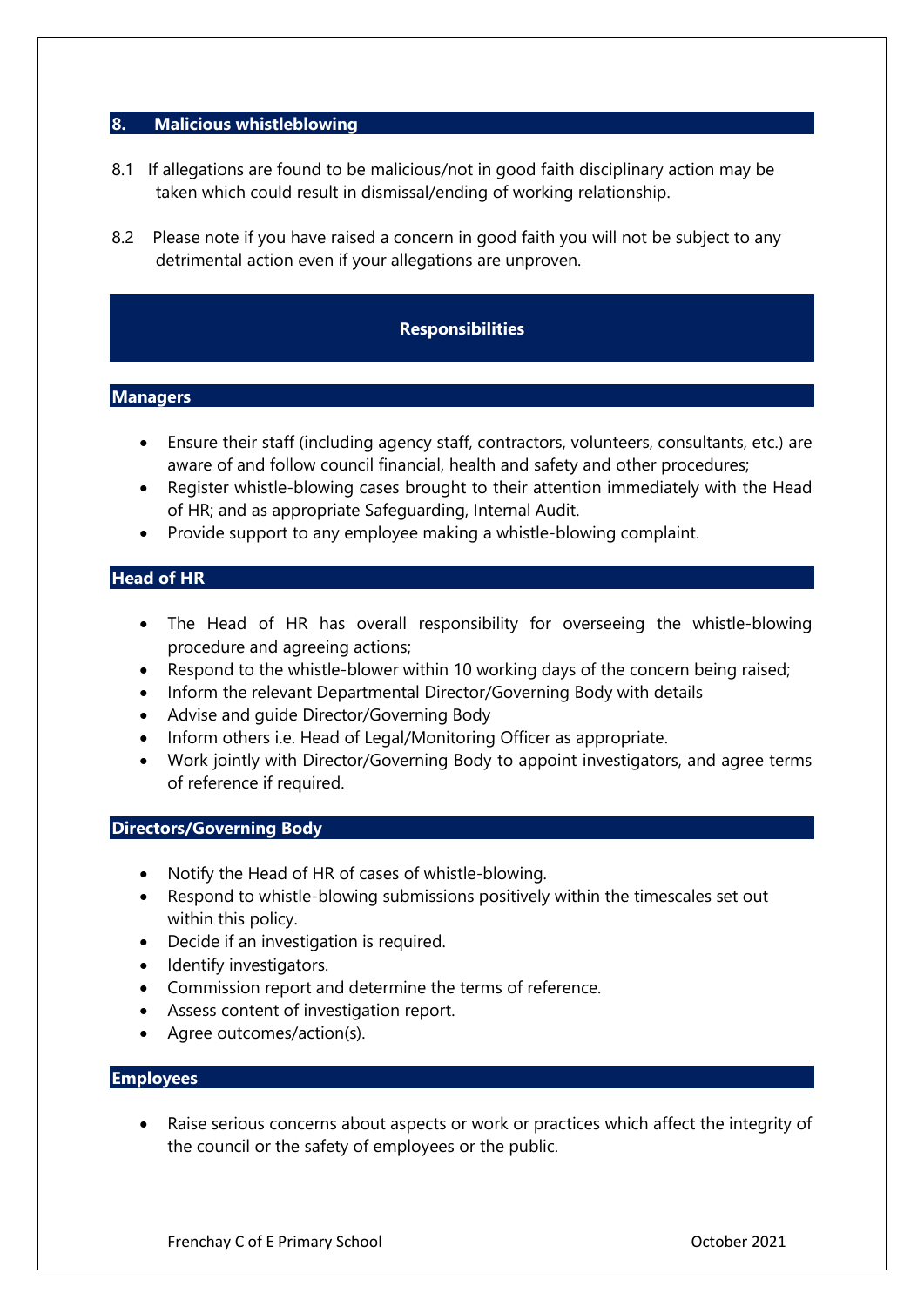## 8. Malicious whistleblowing

8.1 If allegations are found to be malicious/not in good faith disciplinary action may be taken which could result in dismissal/ending of working relationship.

8.2 Please note if you have raised a concern in good faith you will not be subject to any detrimental action even if your allegations are unproven.

## Responsibilities

### Managers

- Ensure their staff (including agency staff, contractors, volunteers, consultants, etc.) are aware of and follow council financial, health and safety and other procedures;
- Register whistle-blowing cases brought to their attention immediately with the Head of HR; and as appropriate Safeguarding, Internal Audit.
- Provide support to any employee making a whistle-blowing complaint.

### Head of HR

- The Head of HR has overall responsibility for overseeing the whistle-blowing procedure and agreeing actions;
- Respond to the whistle-blower within 10 working days of the concern being raised;
- Inform the relevant Departmental Director/Governing Body with details
- Advise and guide Director/Governing Body
- Inform others i.e. Head of Legal/Monitoring Officer as appropriate.
- Work jointly with Director/Governing Body to appoint investigators, and agree terms of reference if required.

### Directors/Governing Body

- Notify the Head of HR of cases of whistle-blowing.
- Respond to whistle-blowing submissions positively within the timescales set out within this policy.
- Decide if an investigation is required.
- Identify investigators.
- Commission report and determine the terms of reference.
- Assess content of investigation report.
- Agree outcomes/action(s).

### Employees

- Raise serious concerns about aspects or work or practices which affect the integrity of the council or the safety of employees or the public.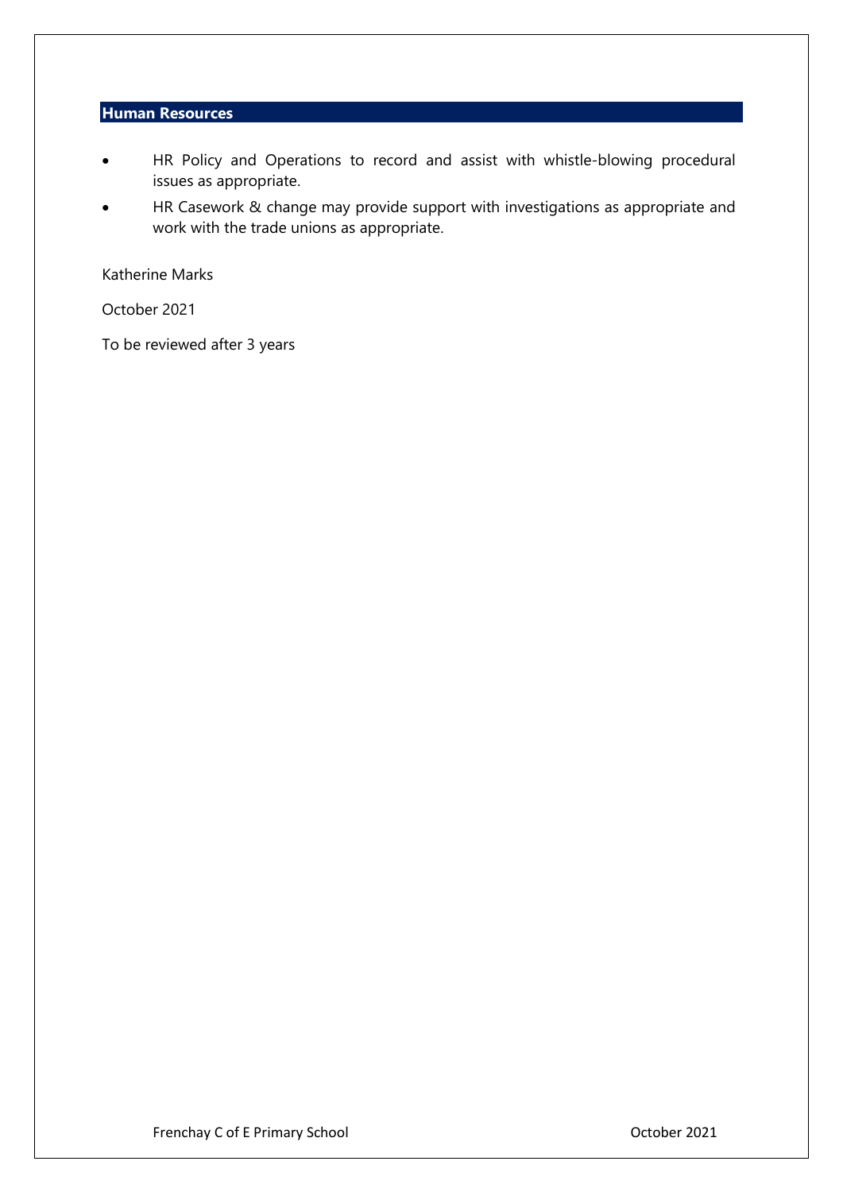## Human Resources

- HR Policy and Operations to record and assist with whistle-blowing procedural issues as appropriate.
- HR Casework & change may provide support with investigations as appropriate and work with the trade unions as appropriate.

Katherine Marks

October 2021

To be reviewed after 3 years